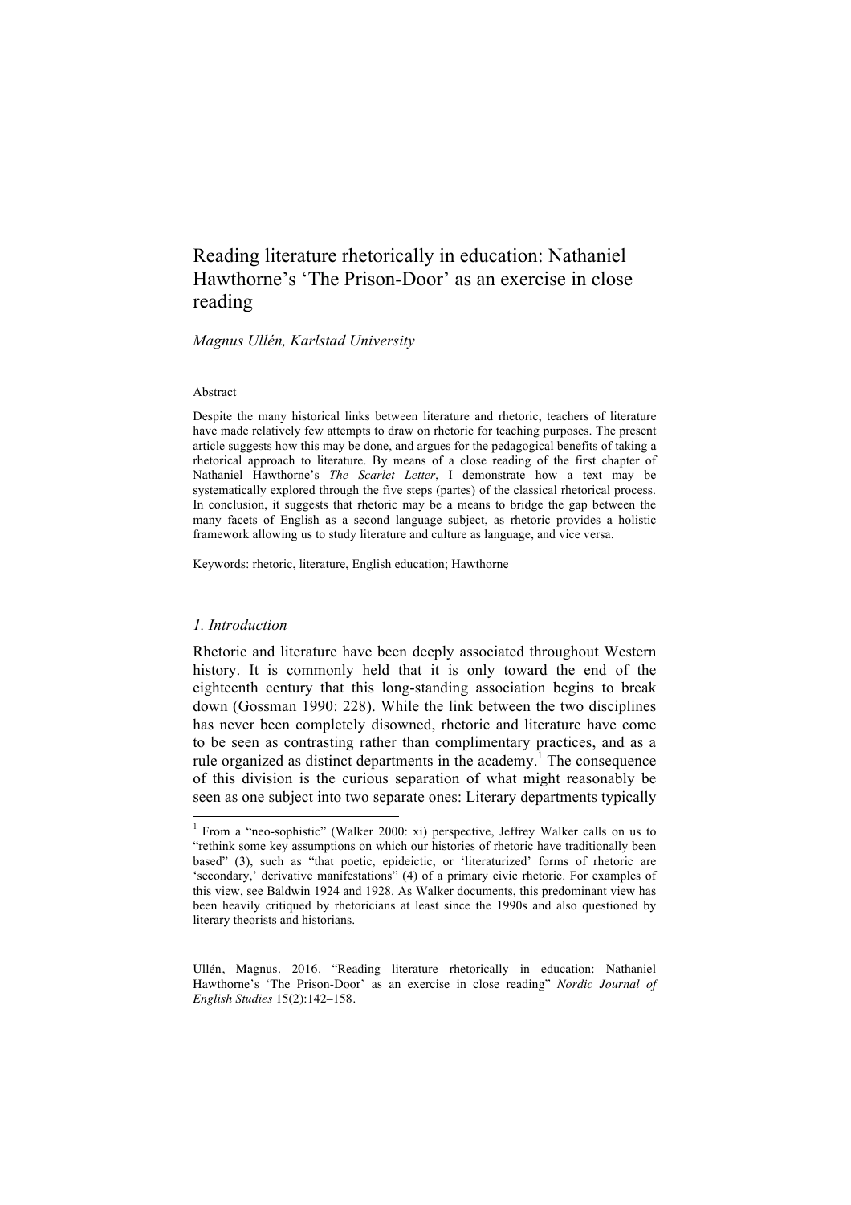# Reading literature rhetorically in education: Nathaniel Hawthorne's 'The Prison-Door' as an exercise in close reading

*Magnus Ullén, Karlstad University*

Abstract

Despite the many historical links between literature and rhetoric, teachers of literature have made relatively few attempts to draw on rhetoric for teaching purposes. The present article suggests how this may be done, and argues for the pedagogical benefits of taking a rhetorical approach to literature. By means of a close reading of the first chapter of Nathaniel Hawthorne's *The Scarlet Letter*, I demonstrate how a text may be systematically explored through the five steps (partes) of the classical rhetorical process. In conclusion, it suggests that rhetoric may be a means to bridge the gap between the many facets of English as a second language subject, as rhetoric provides a holistic framework allowing us to study literature and culture as language, and vice versa.

Keywords: rhetoric, literature, English education; Hawthorne

## *1. Introduction*

Rhetoric and literature have been deeply associated throughout Western history. It is commonly held that it is only toward the end of the eighteenth century that this long-standing association begins to break down (Gossman 1990: 228). While the link between the two disciplines has never been completely disowned, rhetoric and literature have come to be seen as contrasting rather than complimentary practices, and as a rule organized as distinct departments in the academy.[1] The consequence of this division is the curious separation of what might reasonably be seen as one subject into two separate ones: Literary departments typically

[1] From a "neo-sophistic" (Walker 2000: xi) perspective, Jeffrey Walker calls on us to "rethink some key assumptions on which our histories of rhetoric have traditionally been based" (3), such as "that poetic, epideictic, or 'literaturized' forms of rhetoric are 'secondary,' derivative manifestations" (4) of a primary civic rhetoric. For examples of this view, see Baldwin 1924 and 1928. As Walker documents, this predominant view has been heavily critiqued by rhetoricians at least since the 1990s and also questioned by literary theorists and historians.

Ullén, Magnus. 2016. "Reading literature rhetorically in education: Nathaniel Hawthorne's 'The Prison-Door' as an exercise in close reading" *Nordic Journal of English Studies* 15(2):142–158.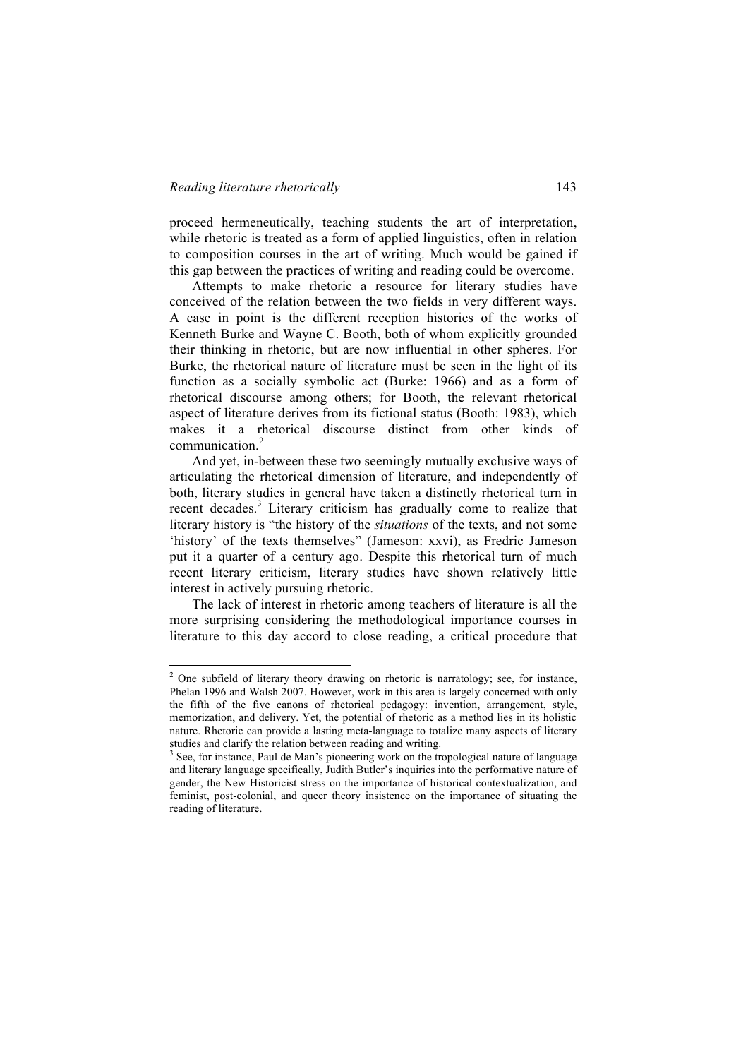proceed hermeneutically, teaching students the art of interpretation, while rhetoric is treated as a form of applied linguistics, often in relation to composition courses in the art of writing. Much would be gained if this gap between the practices of writing and reading could be overcome.

Attempts to make rhetoric a resource for literary studies have conceived of the relation between the two fields in very different ways. A case in point is the different reception histories of the works of Kenneth Burke and Wayne C. Booth, both of whom explicitly grounded their thinking in rhetoric, but are now influential in other spheres. For Burke, the rhetorical nature of literature must be seen in the light of its function as a socially symbolic act (Burke: 1966) and as a form of rhetorical discourse among others; for Booth, the relevant rhetorical aspect of literature derives from its fictional status (Booth: 1983), which makes it a rhetorical discourse distinct from other kinds of communication.[2]

And yet, in-between these two seemingly mutually exclusive ways of articulating the rhetorical dimension of literature, and independently of both, literary studies in general have taken a distinctly rhetorical turn in recent decades.[3] Literary criticism has gradually come to realize that literary history is "the history of the *situations* of the texts, and not some 'history' of the texts themselves" (Jameson: xxvi), as Fredric Jameson put it a quarter of a century ago. Despite this rhetorical turn of much recent literary criticism, literary studies have shown relatively little interest in actively pursuing rhetoric.

The lack of interest in rhetoric among teachers of literature is all the more surprising considering the methodological importance courses in literature to this day accord to close reading, a critical procedure that

---

[2] One subfield of literary theory drawing on rhetoric is narratology; see, for instance, Phelan 1996 and Walsh 2007. However, work in this area is largely concerned with only the fifth of the five canons of rhetorical pedagogy: invention, arrangement, style, memorization, and delivery. Yet, the potential of rhetoric as a method lies in its holistic nature. Rhetoric can provide a lasting meta-language to totalize many aspects of literary studies and clarify the relation between reading and writing.

[3] See, for instance, Paul de Man's pioneering work on the tropological nature of language and literary language specifically, Judith Butler's inquiries into the performative nature of gender, the New Historicist stress on the importance of historical contextualization, and feminist, post-colonial, and queer theory insistence on the importance of situating the reading of literature.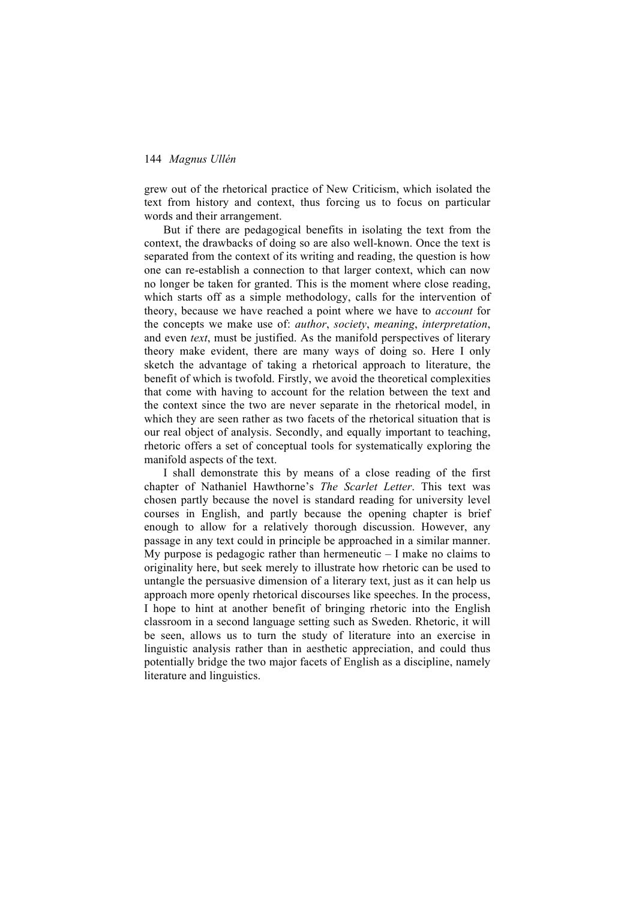grew out of the rhetorical practice of New Criticism, which isolated the text from history and context, thus forcing us to focus on particular words and their arrangement.

But if there are pedagogical benefits in isolating the text from the context, the drawbacks of doing so are also well-known. Once the text is separated from the context of its writing and reading, the question is how one can re-establish a connection to that larger context, which can now no longer be taken for granted. This is the moment where close reading, which starts off as a simple methodology, calls for the intervention of theory, because we have reached a point where we have to *account* for the concepts we make use of: *author*, *society*, *meaning*, *interpretation*, and even *text*, must be justified. As the manifold perspectives of literary theory make evident, there are many ways of doing so. Here I only sketch the advantage of taking a rhetorical approach to literature, the benefit of which is twofold. Firstly, we avoid the theoretical complexities that come with having to account for the relation between the text and the context since the two are never separate in the rhetorical model, in which they are seen rather as two facets of the rhetorical situation that is our real object of analysis. Secondly, and equally important to teaching, rhetoric offers a set of conceptual tools for systematically exploring the manifold aspects of the text.

I shall demonstrate this by means of a close reading of the first chapter of Nathaniel Hawthorne's *The Scarlet Letter*. This text was chosen partly because the novel is standard reading for university level courses in English, and partly because the opening chapter is brief enough to allow for a relatively thorough discussion. However, any passage in any text could in principle be approached in a similar manner. My purpose is pedagogic rather than hermeneutic – I make no claims to originality here, but seek merely to illustrate how rhetoric can be used to untangle the persuasive dimension of a literary text, just as it can help us approach more openly rhetorical discourses like speeches. In the process, I hope to hint at another benefit of bringing rhetoric into the English classroom in a second language setting such as Sweden. Rhetoric, it will be seen, allows us to turn the study of literature into an exercise in linguistic analysis rather than in aesthetic appreciation, and could thus potentially bridge the two major facets of English as a discipline, namely literature and linguistics.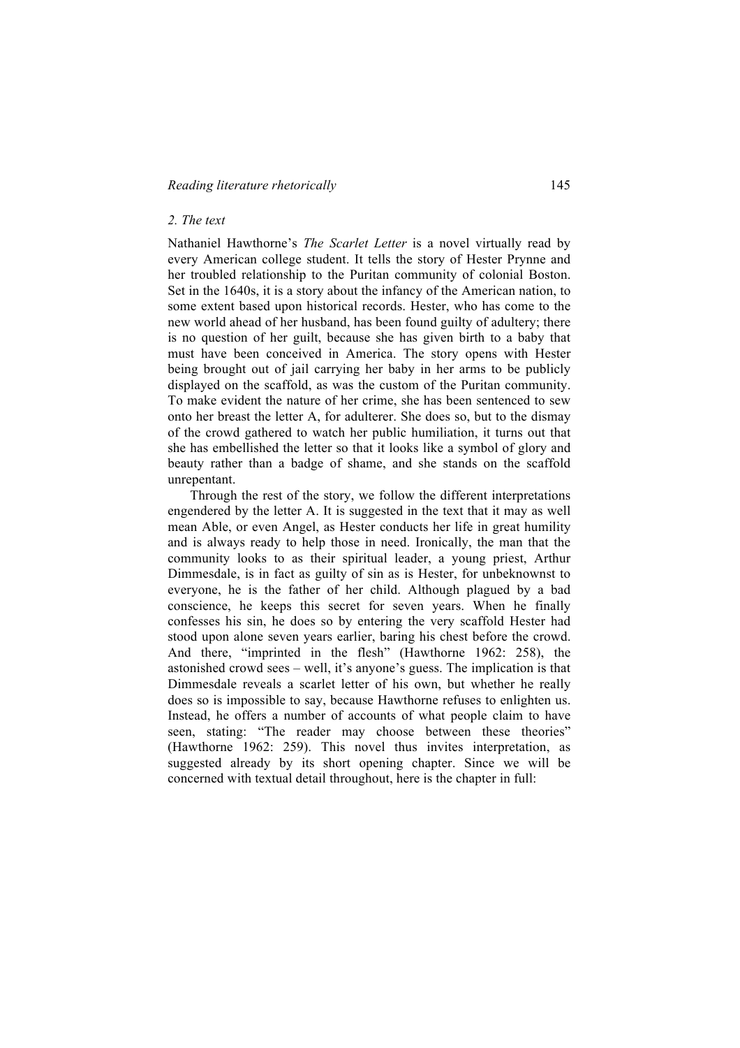*2. The text*

Nathaniel Hawthorne's *The Scarlet Letter* is a novel virtually read by every American college student. It tells the story of Hester Prynne and her troubled relationship to the Puritan community of colonial Boston. Set in the 1640s, it is a story about the infancy of the American nation, to some extent based upon historical records. Hester, who has come to the new world ahead of her husband, has been found guilty of adultery; there is no question of her guilt, because she has given birth to a baby that must have been conceived in America. The story opens with Hester being brought out of jail carrying her baby in her arms to be publicly displayed on the scaffold, as was the custom of the Puritan community. To make evident the nature of her crime, she has been sentenced to sew onto her breast the letter A, for adulterer. She does so, but to the dismay of the crowd gathered to watch her public humiliation, it turns out that she has embellished the letter so that it looks like a symbol of glory and beauty rather than a badge of shame, and she stands on the scaffold unrepentant.

Through the rest of the story, we follow the different interpretations engendered by the letter A. It is suggested in the text that it may as well mean Able, or even Angel, as Hester conducts her life in great humility and is always ready to help those in need. Ironically, the man that the community looks to as their spiritual leader, a young priest, Arthur Dimmesdale, is in fact as guilty of sin as is Hester, for unbeknownst to everyone, he is the father of her child. Although plagued by a bad conscience, he keeps this secret for seven years. When he finally confesses his sin, he does so by entering the very scaffold Hester had stood upon alone seven years earlier, baring his chest before the crowd. And there, "imprinted in the flesh" (Hawthorne 1962: 258), the astonished crowd sees – well, it's anyone's guess. The implication is that Dimmesdale reveals a scarlet letter of his own, but whether he really does so is impossible to say, because Hawthorne refuses to enlighten us. Instead, he offers a number of accounts of what people claim to have seen, stating: "The reader may choose between these theories" (Hawthorne 1962: 259). This novel thus invites interpretation, as suggested already by its short opening chapter. Since we will be concerned with textual detail throughout, here is the chapter in full: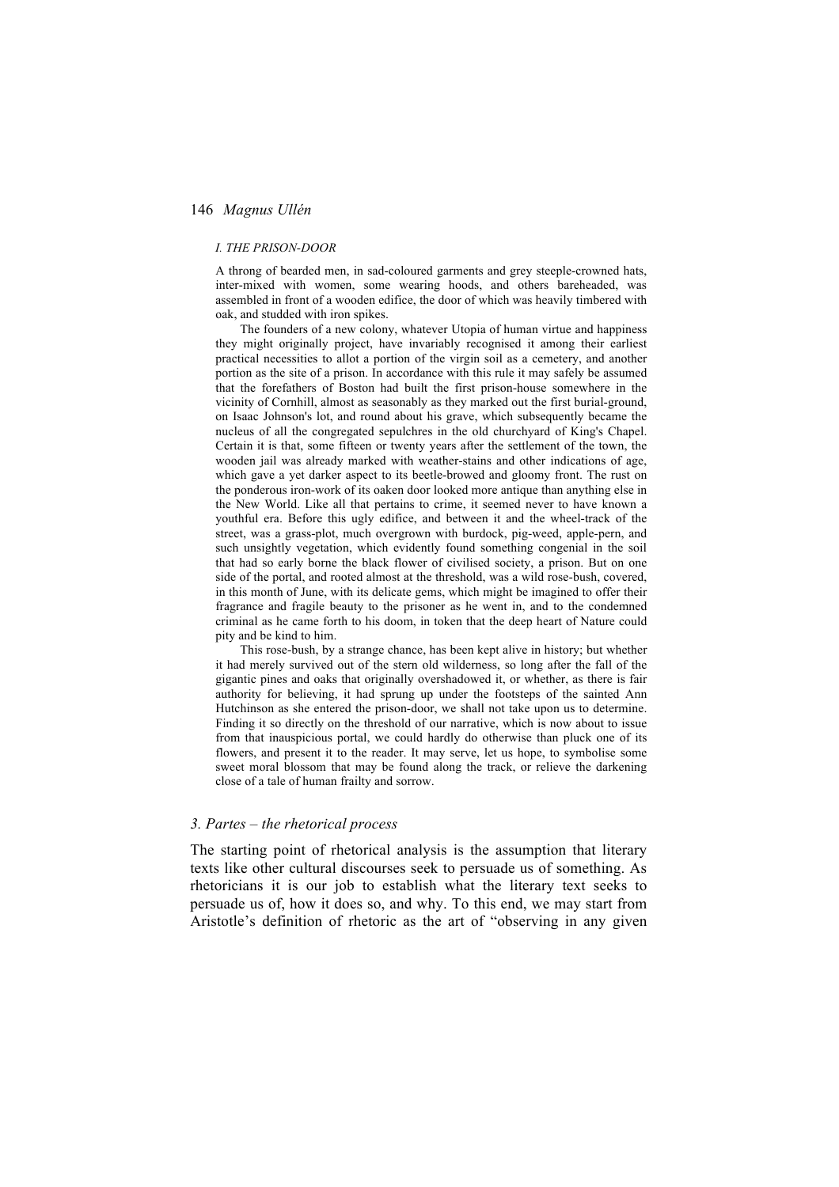*I. THE PRISON-DOOR*

A throng of bearded men, in sad-coloured garments and grey steeple-crowned hats, inter-mixed with women, some wearing hoods, and others bareheaded, was assembled in front of a wooden edifice, the door of which was heavily timbered with oak, and studded with iron spikes.

The founders of a new colony, whatever Utopia of human virtue and happiness they might originally project, have invariably recognised it among their earliest practical necessities to allot a portion of the virgin soil as a cemetery, and another portion as the site of a prison. In accordance with this rule it may safely be assumed that the forefathers of Boston had built the first prison-house somewhere in the vicinity of Cornhill, almost as seasonably as they marked out the first burial-ground, on Isaac Johnson's lot, and round about his grave, which subsequently became the nucleus of all the congregated sepulchres in the old churchyard of King's Chapel. Certain it is that, some fifteen or twenty years after the settlement of the town, the wooden jail was already marked with weather-stains and other indications of age, which gave a yet darker aspect to its beetle-browed and gloomy front. The rust on the ponderous iron-work of its oaken door looked more antique than anything else in the New World. Like all that pertains to crime, it seemed never to have known a youthful era. Before this ugly edifice, and between it and the wheel-track of the street, was a grass-plot, much overgrown with burdock, pig-weed, apple-pern, and such unsightly vegetation, which evidently found something congenial in the soil that had so early borne the black flower of civilised society, a prison. But on one side of the portal, and rooted almost at the threshold, was a wild rose-bush, covered, in this month of June, with its delicate gems, which might be imagined to offer their fragrance and fragile beauty to the prisoner as he went in, and to the condemned criminal as he came forth to his doom, in token that the deep heart of Nature could pity and be kind to him.

This rose-bush, by a strange chance, has been kept alive in history; but whether it had merely survived out of the stern old wilderness, so long after the fall of the gigantic pines and oaks that originally overshadowed it, or whether, as there is fair authority for believing, it had sprung up under the footsteps of the sainted Ann Hutchinson as she entered the prison-door, we shall not take upon us to determine. Finding it so directly on the threshold of our narrative, which is now about to issue from that inauspicious portal, we could hardly do otherwise than pluck one of its flowers, and present it to the reader. It may serve, let us hope, to symbolise some sweet moral blossom that may be found along the track, or relieve the darkening close of a tale of human frailty and sorrow.

### *3. Partes – the rhetorical process*

The starting point of rhetorical analysis is the assumption that literary texts like other cultural discourses seek to persuade us of something. As rhetoricians it is our job to establish what the literary text seeks to persuade us of, how it does so, and why. To this end, we may start from Aristotle's definition of rhetoric as the art of "observing in any given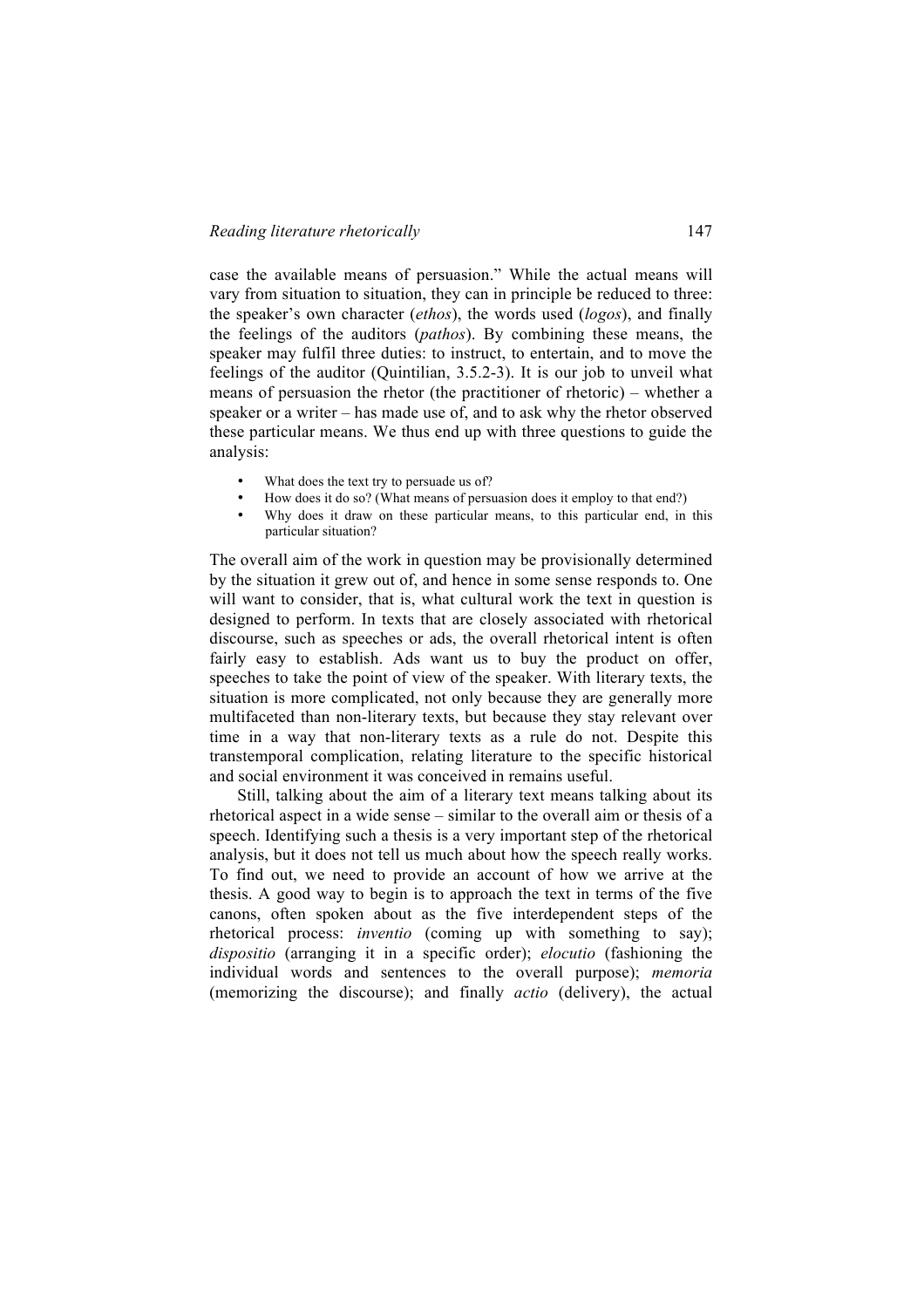case the available means of persuasion." While the actual means will vary from situation to situation, they can in principle be reduced to three: the speaker's own character (*ethos*), the words used (*logos*), and finally the feelings of the auditors (*pathos*). By combining these means, the speaker may fulfil three duties: to instruct, to entertain, and to move the feelings of the auditor (Quintilian, 3.5.2-3). It is our job to unveil what means of persuasion the rhetor (the practitioner of rhetoric) – whether a speaker or a writer – has made use of, and to ask why the rhetor observed these particular means. We thus end up with three questions to guide the analysis:

- What does the text try to persuade us of?
- How does it do so? (What means of persuasion does it employ to that end?)
- Why does it draw on these particular means, to this particular end, in this particular situation?

The overall aim of the work in question may be provisionally determined by the situation it grew out of, and hence in some sense responds to. One will want to consider, that is, what cultural work the text in question is designed to perform. In texts that are closely associated with rhetorical discourse, such as speeches or ads, the overall rhetorical intent is often fairly easy to establish. Ads want us to buy the product on offer, speeches to take the point of view of the speaker. With literary texts, the situation is more complicated, not only because they are generally more multifaceted than non-literary texts, but because they stay relevant over time in a way that non-literary texts as a rule do not. Despite this transtemporal complication, relating literature to the specific historical and social environment it was conceived in remains useful.

Still, talking about the aim of a literary text means talking about its rhetorical aspect in a wide sense – similar to the overall aim or thesis of a speech. Identifying such a thesis is a very important step of the rhetorical analysis, but it does not tell us much about how the speech really works. To find out, we need to provide an account of how we arrive at the thesis. A good way to begin is to approach the text in terms of the five canons, often spoken about as the five interdependent steps of the rhetorical process: *inventio* (coming up with something to say); *dispositio* (arranging it in a specific order); *elocutio* (fashioning the individual words and sentences to the overall purpose); *memoria* (memorizing the discourse); and finally *actio* (delivery), the actual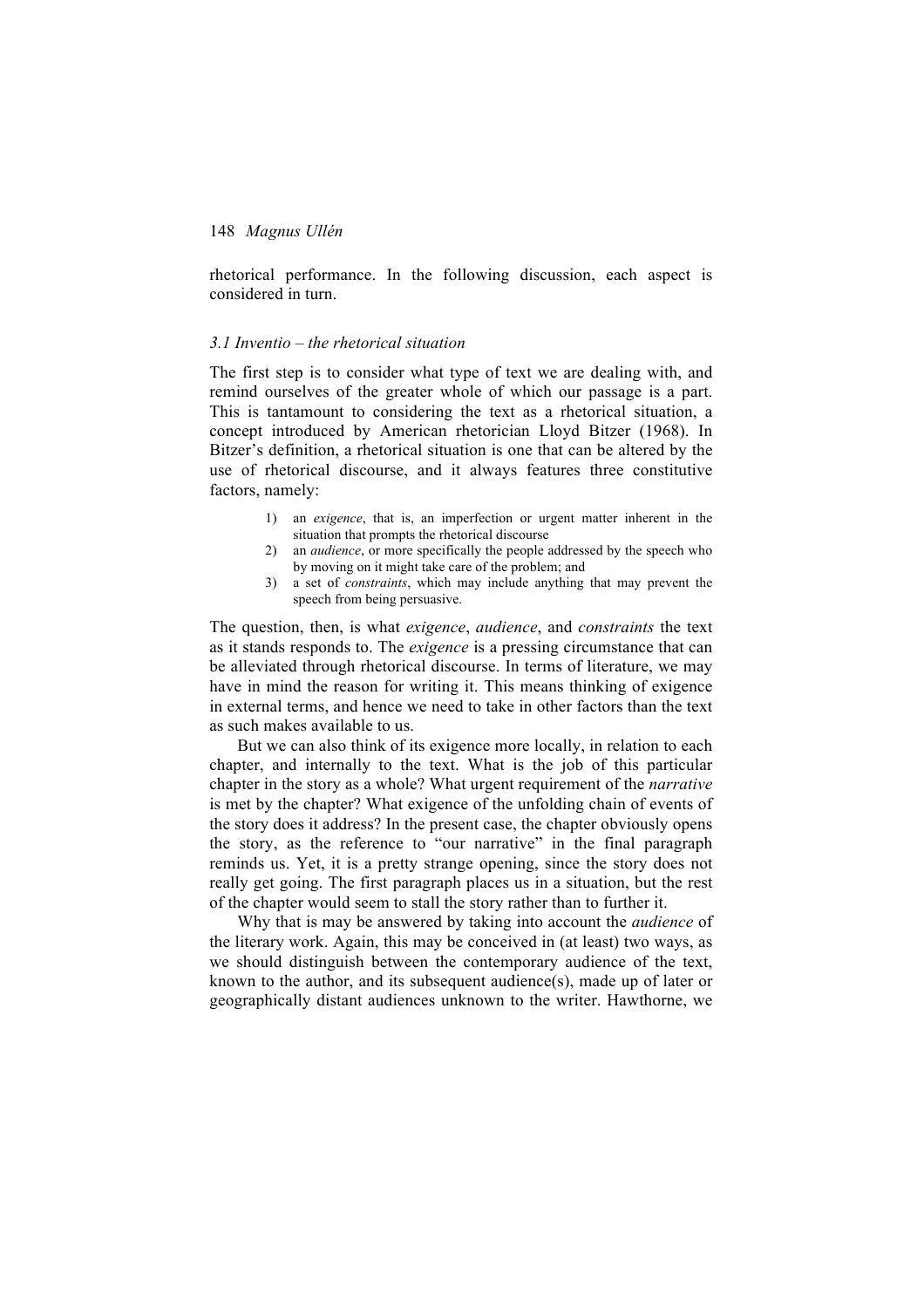rhetorical performance. In the following discussion, each aspect is considered in turn.

### *3.1 Inventio – the rhetorical situation*

The first step is to consider what type of text we are dealing with, and remind ourselves of the greater whole of which our passage is a part. This is tantamount to considering the text as a rhetorical situation, a concept introduced by American rhetorician Lloyd Bitzer (1968). In Bitzer's definition, a rhetorical situation is one that can be altered by the use of rhetorical discourse, and it always features three constitutive factors, namely:

1) an *exigence*, that is, an imperfection or urgent matter inherent in the situation that prompts the rhetorical discourse
2) an *audience*, or more specifically the people addressed by the speech who by moving on it might take care of the problem; and
3) a set of *constraints*, which may include anything that may prevent the speech from being persuasive.

The question, then, is what *exigence*, *audience*, and *constraints* the text as it stands responds to. The *exigence* is a pressing circumstance that can be alleviated through rhetorical discourse. In terms of literature, we may have in mind the reason for writing it. This means thinking of exigence in external terms, and hence we need to take in other factors than the text as such makes available to us.

But we can also think of its exigence more locally, in relation to each chapter, and internally to the text. What is the job of this particular chapter in the story as a whole? What urgent requirement of the *narrative* is met by the chapter? What exigence of the unfolding chain of events of the story does it address? In the present case, the chapter obviously opens the story, as the reference to "our narrative" in the final paragraph reminds us. Yet, it is a pretty strange opening, since the story does not really get going. The first paragraph places us in a situation, but the rest of the chapter would seem to stall the story rather than to further it.

Why that is may be answered by taking into account the *audience* of the literary work. Again, this may be conceived in (at least) two ways, as we should distinguish between the contemporary audience of the text, known to the author, and its subsequent audience(s), made up of later or geographically distant audiences unknown to the writer. Hawthorne, we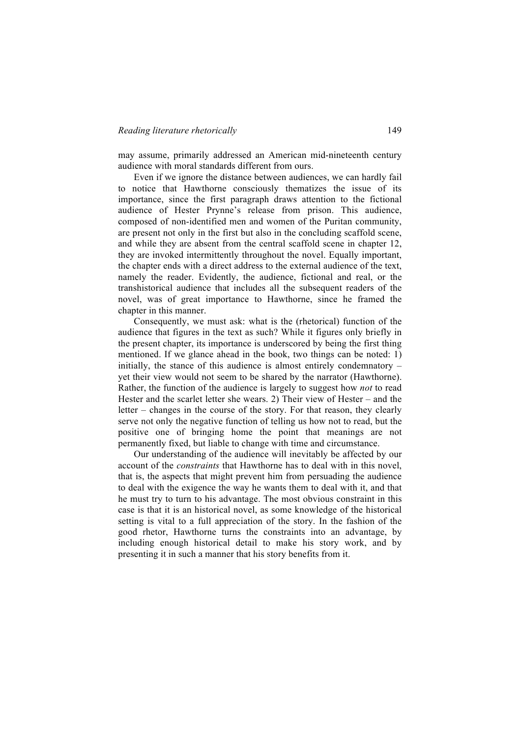may assume, primarily addressed an American mid-nineteenth century audience with moral standards different from ours.

Even if we ignore the distance between audiences, we can hardly fail to notice that Hawthorne consciously thematizes the issue of its importance, since the first paragraph draws attention to the fictional audience of Hester Prynne's release from prison. This audience, composed of non-identified men and women of the Puritan community, are present not only in the first but also in the concluding scaffold scene, and while they are absent from the central scaffold scene in chapter 12, they are invoked intermittently throughout the novel. Equally important, the chapter ends with a direct address to the external audience of the text, namely the reader. Evidently, the audience, fictional and real, or the transhistorical audience that includes all the subsequent readers of the novel, was of great importance to Hawthorne, since he framed the chapter in this manner.

Consequently, we must ask: what is the (rhetorical) function of the audience that figures in the text as such? While it figures only briefly in the present chapter, its importance is underscored by being the first thing mentioned. If we glance ahead in the book, two things can be noted: 1) initially, the stance of this audience is almost entirely condemnatory – yet their view would not seem to be shared by the narrator (Hawthorne). Rather, the function of the audience is largely to suggest how *not* to read Hester and the scarlet letter she wears. 2) Their view of Hester – and the letter – changes in the course of the story. For that reason, they clearly serve not only the negative function of telling us how not to read, but the positive one of bringing home the point that meanings are not permanently fixed, but liable to change with time and circumstance.

Our understanding of the audience will inevitably be affected by our account of the *constraints* that Hawthorne has to deal with in this novel, that is, the aspects that might prevent him from persuading the audience to deal with the exigence the way he wants them to deal with it, and that he must try to turn to his advantage. The most obvious constraint in this case is that it is an historical novel, as some knowledge of the historical setting is vital to a full appreciation of the story. In the fashion of the good rhetor, Hawthorne turns the constraints into an advantage, by including enough historical detail to make his story work, and by presenting it in such a manner that his story benefits from it.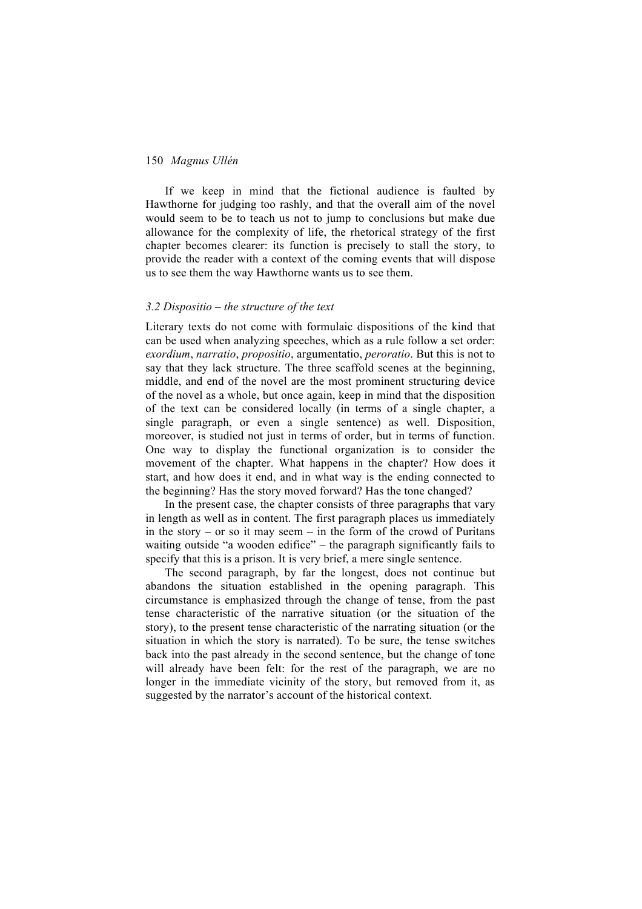If we keep in mind that the fictional audience is faulted by Hawthorne for judging too rashly, and that the overall aim of the novel would seem to be to teach us not to jump to conclusions but make due allowance for the complexity of life, the rhetorical strategy of the first chapter becomes clearer: its function is precisely to stall the story, to provide the reader with a context of the coming events that will dispose us to see them the way Hawthorne wants us to see them.

### *3.2 Dispositio – the structure of the text*

Literary texts do not come with formulaic dispositions of the kind that can be used when analyzing speeches, which as a rule follow a set order: *exordium*, *narratio*, *propositio*, argumentatio, *peroratio*. But this is not to say that they lack structure. The three scaffold scenes at the beginning, middle, and end of the novel are the most prominent structuring device of the novel as a whole, but once again, keep in mind that the disposition of the text can be considered locally (in terms of a single chapter, a single paragraph, or even a single sentence) as well. Disposition, moreover, is studied not just in terms of order, but in terms of function. One way to display the functional organization is to consider the movement of the chapter. What happens in the chapter? How does it start, and how does it end, and in what way is the ending connected to the beginning? Has the story moved forward? Has the tone changed?

In the present case, the chapter consists of three paragraphs that vary in length as well as in content. The first paragraph places us immediately in the story – or so it may seem – in the form of the crowd of Puritans waiting outside "a wooden edifice" – the paragraph significantly fails to specify that this is a prison. It is very brief, a mere single sentence.

The second paragraph, by far the longest, does not continue but abandons the situation established in the opening paragraph. This circumstance is emphasized through the change of tense, from the past tense characteristic of the narrative situation (or the situation of the story), to the present tense characteristic of the narrating situation (or the situation in which the story is narrated). To be sure, the tense switches back into the past already in the second sentence, but the change of tone will already have been felt: for the rest of the paragraph, we are no longer in the immediate vicinity of the story, but removed from it, as suggested by the narrator's account of the historical context.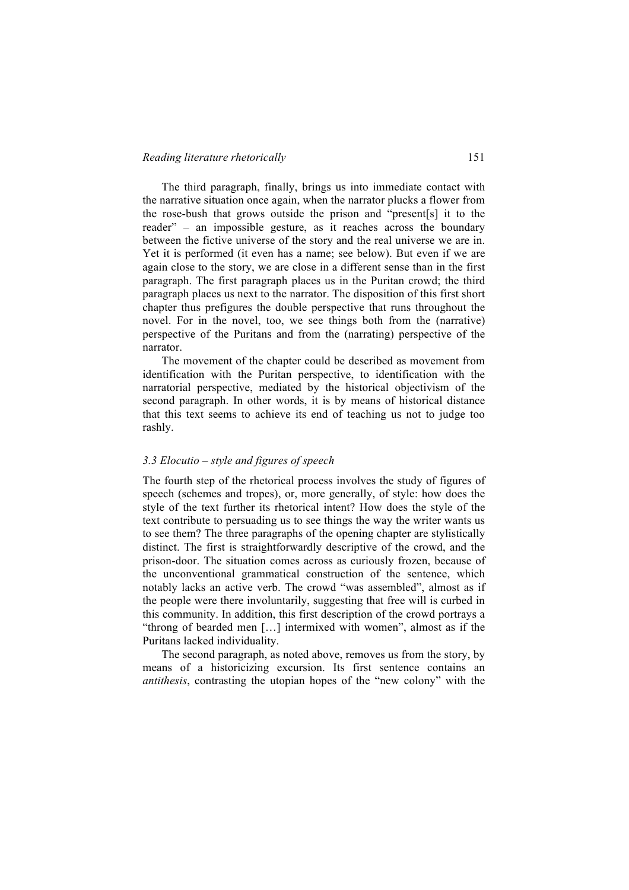The third paragraph, finally, brings us into immediate contact with the narrative situation once again, when the narrator plucks a flower from the rose-bush that grows outside the prison and "present[s] it to the reader" – an impossible gesture, as it reaches across the boundary between the fictive universe of the story and the real universe we are in. Yet it is performed (it even has a name; see below). But even if we are again close to the story, we are close in a different sense than in the first paragraph. The first paragraph places us in the Puritan crowd; the third paragraph places us next to the narrator. The disposition of this first short chapter thus prefigures the double perspective that runs throughout the novel. For in the novel, too, we see things both from the (narrative) perspective of the Puritans and from the (narrating) perspective of the narrator.

The movement of the chapter could be described as movement from identification with the Puritan perspective, to identification with the narratorial perspective, mediated by the historical objectivism of the second paragraph. In other words, it is by means of historical distance that this text seems to achieve its end of teaching us not to judge too rashly.

### *3.3 Elocutio – style and figures of speech*

The fourth step of the rhetorical process involves the study of figures of speech (schemes and tropes), or, more generally, of style: how does the style of the text further its rhetorical intent? How does the style of the text contribute to persuading us to see things the way the writer wants us to see them? The three paragraphs of the opening chapter are stylistically distinct. The first is straightforwardly descriptive of the crowd, and the prison-door. The situation comes across as curiously frozen, because of the unconventional grammatical construction of the sentence, which notably lacks an active verb. The crowd "was assembled", almost as if the people were there involuntarily, suggesting that free will is curbed in this community. In addition, this first description of the crowd portrays a "throng of bearded men […] intermixed with women", almost as if the Puritans lacked individuality.

The second paragraph, as noted above, removes us from the story, by means of a historicizing excursion. Its first sentence contains an *antithesis*, contrasting the utopian hopes of the "new colony" with the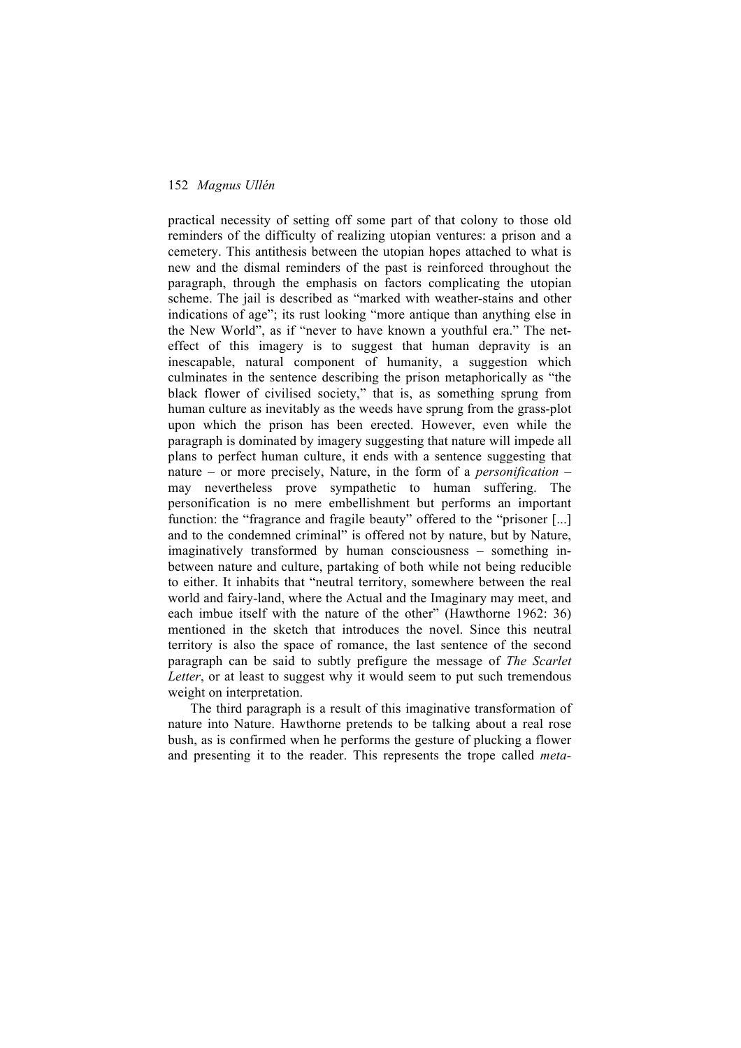practical necessity of setting off some part of that colony to those old reminders of the difficulty of realizing utopian ventures: a prison and a cemetery. This antithesis between the utopian hopes attached to what is new and the dismal reminders of the past is reinforced throughout the paragraph, through the emphasis on factors complicating the utopian scheme. The jail is described as "marked with weather-stains and other indications of age"; its rust looking "more antique than anything else in the New World", as if "never to have known a youthful era." The net-effect of this imagery is to suggest that human depravity is an inescapable, natural component of humanity, a suggestion which culminates in the sentence describing the prison metaphorically as "the black flower of civilised society," that is, as something sprung from human culture as inevitably as the weeds have sprung from the grass-plot upon which the prison has been erected. However, even while the paragraph is dominated by imagery suggesting that nature will impede all plans to perfect human culture, it ends with a sentence suggesting that nature – or more precisely, Nature, in the form of a *personification* – may nevertheless prove sympathetic to human suffering. The personification is no mere embellishment but performs an important function: the "fragrance and fragile beauty" offered to the "prisoner [...] and to the condemned criminal" is offered not by nature, but by Nature, imaginatively transformed by human consciousness – something in-between nature and culture, partaking of both while not being reducible to either. It inhabits that "neutral territory, somewhere between the real world and fairy-land, where the Actual and the Imaginary may meet, and each imbue itself with the nature of the other" (Hawthorne 1962: 36) mentioned in the sketch that introduces the novel. Since this neutral territory is also the space of romance, the last sentence of the second paragraph can be said to subtly prefigure the message of *The Scarlet Letter*, or at least to suggest why it would seem to put such tremendous weight on interpretation.

The third paragraph is a result of this imaginative transformation of nature into Nature. Hawthorne pretends to be talking about a real rose bush, as is confirmed when he performs the gesture of plucking a flower and presenting it to the reader. This represents the trope called *meta-*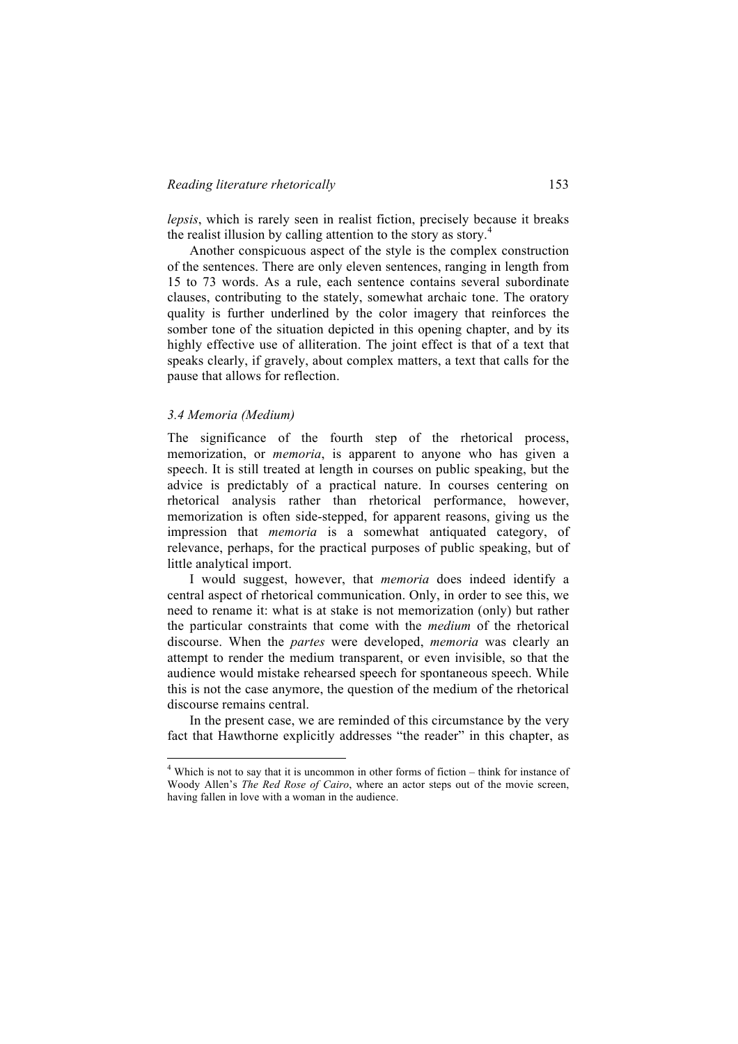*lepsis*, which is rarely seen in realist fiction, precisely because it breaks the realist illusion by calling attention to the story as story.[4]

Another conspicuous aspect of the style is the complex construction of the sentences. There are only eleven sentences, ranging in length from 15 to 73 words. As a rule, each sentence contains several subordinate clauses, contributing to the stately, somewhat archaic tone. The oratory quality is further underlined by the color imagery that reinforces the somber tone of the situation depicted in this opening chapter, and by its highly effective use of alliteration. The joint effect is that of a text that speaks clearly, if gravely, about complex matters, a text that calls for the pause that allows for reflection.

### *3.4 Memoria (Medium)*

The significance of the fourth step of the rhetorical process, memorization, or *memoria*, is apparent to anyone who has given a speech. It is still treated at length in courses on public speaking, but the advice is predictably of a practical nature. In courses centering on rhetorical analysis rather than rhetorical performance, however, memorization is often side-stepped, for apparent reasons, giving us the impression that *memoria* is a somewhat antiquated category, of relevance, perhaps, for the practical purposes of public speaking, but of little analytical import.

I would suggest, however, that *memoria* does indeed identify a central aspect of rhetorical communication. Only, in order to see this, we need to rename it: what is at stake is not memorization (only) but rather the particular constraints that come with the *medium* of the rhetorical discourse. When the *partes* were developed, *memoria* was clearly an attempt to render the medium transparent, or even invisible, so that the audience would mistake rehearsed speech for spontaneous speech. While this is not the case anymore, the question of the medium of the rhetorical discourse remains central.

In the present case, we are reminded of this circumstance by the very fact that Hawthorne explicitly addresses "the reader" in this chapter, as

---

[4] Which is not to say that it is uncommon in other forms of fiction – think for instance of Woody Allen's *The Red Rose of Cairo*, where an actor steps out of the movie screen, having fallen in love with a woman in the audience.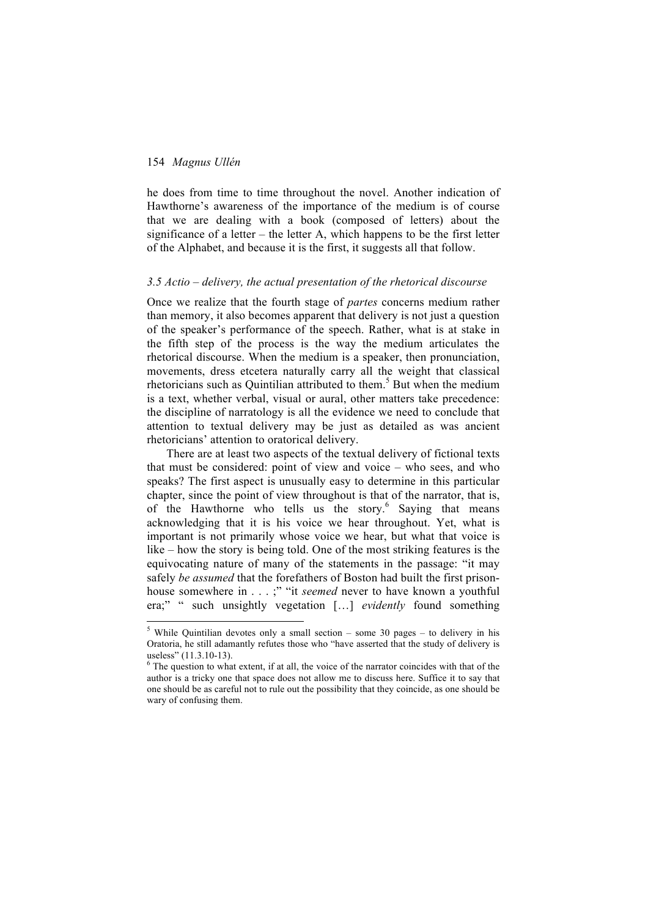he does from time to time throughout the novel. Another indication of Hawthorne's awareness of the importance of the medium is of course that we are dealing with a book (composed of letters) about the significance of a letter – the letter A, which happens to be the first letter of the Alphabet, and because it is the first, it suggests all that follow.

### *3.5 Actio – delivery, the actual presentation of the rhetorical discourse*

Once we realize that the fourth stage of *partes* concerns medium rather than memory, it also becomes apparent that delivery is not just a question of the speaker's performance of the speech. Rather, what is at stake in the fifth step of the process is the way the medium articulates the rhetorical discourse. When the medium is a speaker, then pronunciation, movements, dress etcetera naturally carry all the weight that classical rhetoricians such as Quintilian attributed to them.[5] But when the medium is a text, whether verbal, visual or aural, other matters take precedence: the discipline of narratology is all the evidence we need to conclude that attention to textual delivery may be just as detailed as was ancient rhetoricians' attention to oratorical delivery.

There are at least two aspects of the textual delivery of fictional texts that must be considered: point of view and voice – who sees, and who speaks? The first aspect is unusually easy to determine in this particular chapter, since the point of view throughout is that of the narrator, that is, of the Hawthorne who tells us the story.[6] Saying that means acknowledging that it is his voice we hear throughout. Yet, what is important is not primarily whose voice we hear, but what that voice is like – how the story is being told. One of the most striking features is the equivocating nature of many of the statements in the passage: "it may safely *be assumed* that the forefathers of Boston had built the first prison-house somewhere in . . . ;" "it *seemed* never to have known a youthful era;" " such unsightly vegetation […] *evidently* found something

[5] While Quintilian devotes only a small section – some 30 pages – to delivery in his Oratoria, he still adamantly refutes those who "have asserted that the study of delivery is useless" (11.3.10-13).

[6] The question to what extent, if at all, the voice of the narrator coincides with that of the author is a tricky one that space does not allow me to discuss here. Suffice it to say that one should be as careful not to rule out the possibility that they coincide, as one should be wary of confusing them.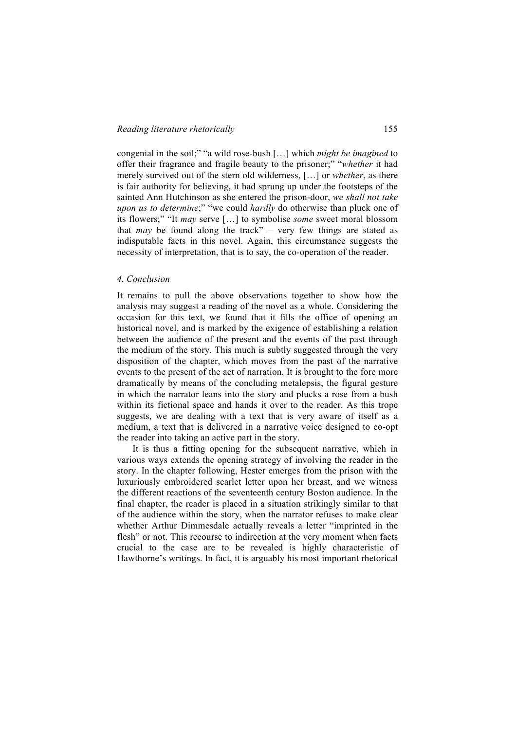congenial in the soil;" "a wild rose-bush […] which *might be imagined* to offer their fragrance and fragile beauty to the prisoner;" "*whether* it had merely survived out of the stern old wilderness, […] or *whether*, as there is fair authority for believing, it had sprung up under the footsteps of the sainted Ann Hutchinson as she entered the prison-door, *we shall not take upon us to determine*;" "we could *hardly* do otherwise than pluck one of its flowers;" "It *may* serve […] to symbolise *some* sweet moral blossom that *may* be found along the track" – very few things are stated as indisputable facts in this novel. Again, this circumstance suggests the necessity of interpretation, that is to say, the co-operation of the reader.

### *4. Conclusion*

It remains to pull the above observations together to show how the analysis may suggest a reading of the novel as a whole. Considering the occasion for this text, we found that it fills the office of opening an historical novel, and is marked by the exigence of establishing a relation between the audience of the present and the events of the past through the medium of the story. This much is subtly suggested through the very disposition of the chapter, which moves from the past of the narrative events to the present of the act of narration. It is brought to the fore more dramatically by means of the concluding metalepsis, the figural gesture in which the narrator leans into the story and plucks a rose from a bush within its fictional space and hands it over to the reader. As this trope suggests, we are dealing with a text that is very aware of itself as a medium, a text that is delivered in a narrative voice designed to co-opt the reader into taking an active part in the story.

It is thus a fitting opening for the subsequent narrative, which in various ways extends the opening strategy of involving the reader in the story. In the chapter following, Hester emerges from the prison with the luxuriously embroidered scarlet letter upon her breast, and we witness the different reactions of the seventeenth century Boston audience. In the final chapter, the reader is placed in a situation strikingly similar to that of the audience within the story, when the narrator refuses to make clear whether Arthur Dimmesdale actually reveals a letter "imprinted in the flesh" or not. This recourse to indirection at the very moment when facts crucial to the case are to be revealed is highly characteristic of Hawthorne's writings. In fact, it is arguably his most important rhetorical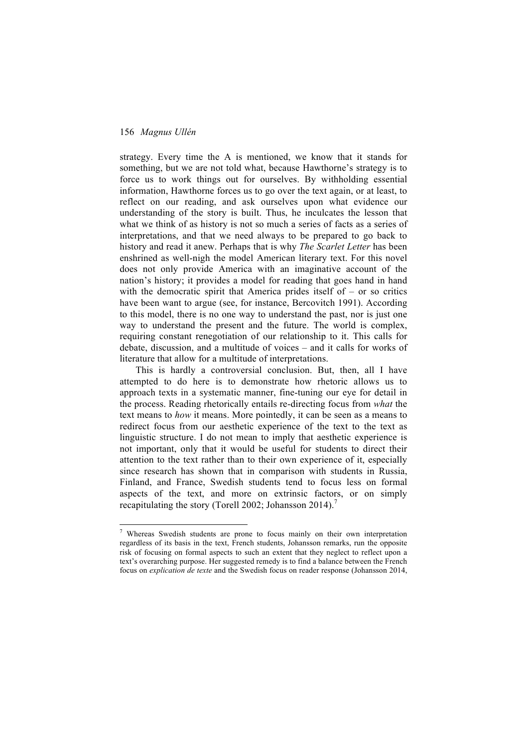strategy. Every time the A is mentioned, we know that it stands for something, but we are not told what, because Hawthorne's strategy is to force us to work things out for ourselves. By withholding essential information, Hawthorne forces us to go over the text again, or at least, to reflect on our reading, and ask ourselves upon what evidence our understanding of the story is built. Thus, he inculcates the lesson that what we think of as history is not so much a series of facts as a series of interpretations, and that we need always to be prepared to go back to history and read it anew. Perhaps that is why *The Scarlet Letter* has been enshrined as well-nigh the model American literary text. For this novel does not only provide America with an imaginative account of the nation's history; it provides a model for reading that goes hand in hand with the democratic spirit that America prides itself of – or so critics have been want to argue (see, for instance, Bercovitch 1991). According to this model, there is no one way to understand the past, nor is just one way to understand the present and the future. The world is complex, requiring constant renegotiation of our relationship to it. This calls for debate, discussion, and a multitude of voices – and it calls for works of literature that allow for a multitude of interpretations.

This is hardly a controversial conclusion. But, then, all I have attempted to do here is to demonstrate how rhetoric allows us to approach texts in a systematic manner, fine-tuning our eye for detail in the process. Reading rhetorically entails re-directing focus from *what* the text means to *how* it means. More pointedly, it can be seen as a means to redirect focus from our aesthetic experience of the text to the text as linguistic structure. I do not mean to imply that aesthetic experience is not important, only that it would be useful for students to direct their attention to the text rather than to their own experience of it, especially since research has shown that in comparison with students in Russia, Finland, and France, Swedish students tend to focus less on formal aspects of the text, and more on extrinsic factors, or on simply recapitulating the story (Torell 2002; Johansson 2014).[7]

---

[7] Whereas Swedish students are prone to focus mainly on their own interpretation regardless of its basis in the text, French students, Johansson remarks, run the opposite risk of focusing on formal aspects to such an extent that they neglect to reflect upon a text's overarching purpose. Her suggested remedy is to find a balance between the French focus on *explication de texte* and the Swedish focus on reader response (Johansson 2014,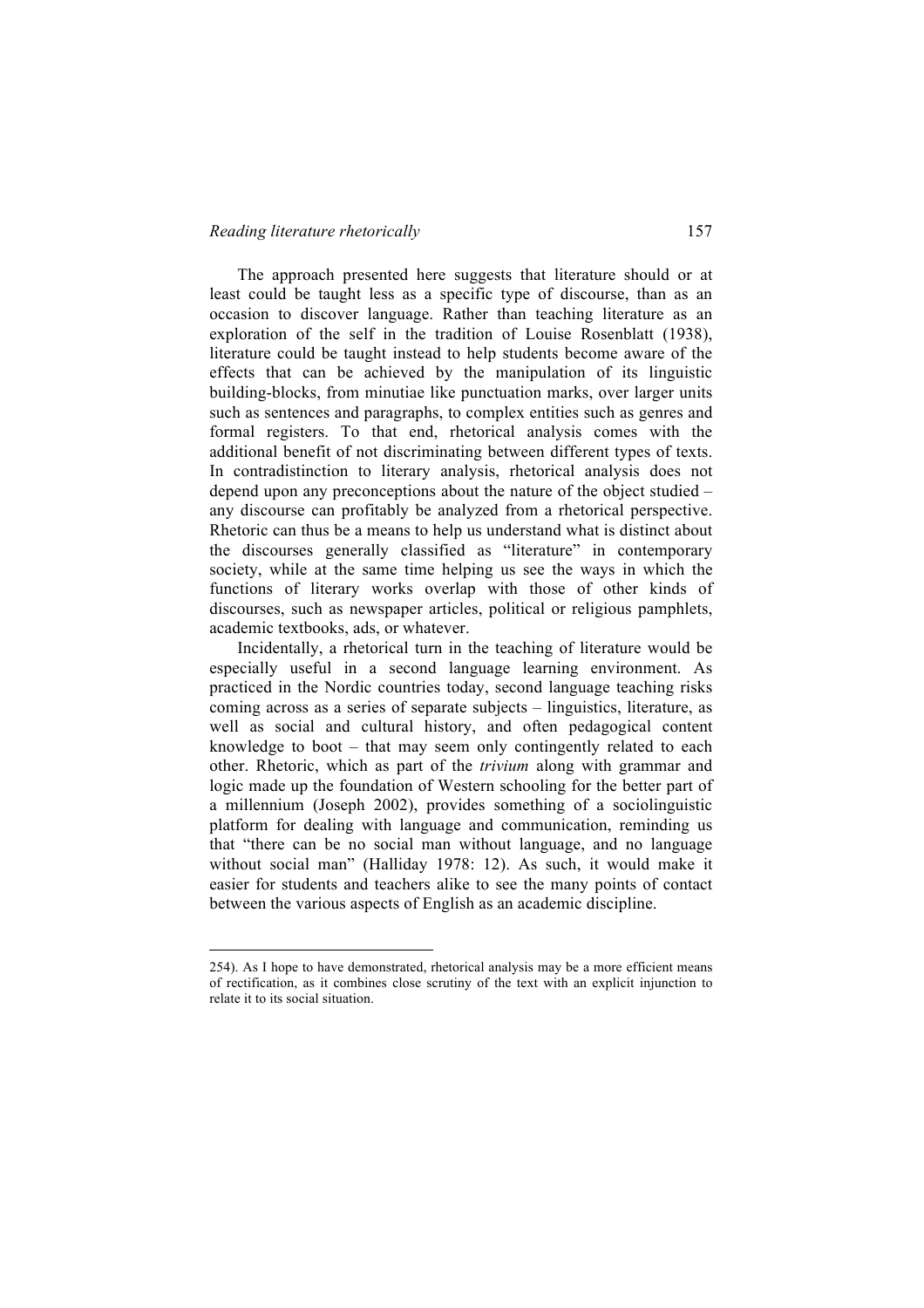The approach presented here suggests that literature should or at least could be taught less as a specific type of discourse, than as an occasion to discover language. Rather than teaching literature as an exploration of the self in the tradition of Louise Rosenblatt (1938), literature could be taught instead to help students become aware of the effects that can be achieved by the manipulation of its linguistic building-blocks, from minutiae like punctuation marks, over larger units such as sentences and paragraphs, to complex entities such as genres and formal registers. To that end, rhetorical analysis comes with the additional benefit of not discriminating between different types of texts. In contradistinction to literary analysis, rhetorical analysis does not depend upon any preconceptions about the nature of the object studied – any discourse can profitably be analyzed from a rhetorical perspective. Rhetoric can thus be a means to help us understand what is distinct about the discourses generally classified as "literature" in contemporary society, while at the same time helping us see the ways in which the functions of literary works overlap with those of other kinds of discourses, such as newspaper articles, political or religious pamphlets, academic textbooks, ads, or whatever.

Incidentally, a rhetorical turn in the teaching of literature would be especially useful in a second language learning environment. As practiced in the Nordic countries today, second language teaching risks coming across as a series of separate subjects – linguistics, literature, as well as social and cultural history, and often pedagogical content knowledge to boot – that may seem only contingently related to each other. Rhetoric, which as part of the *trivium* along with grammar and logic made up the foundation of Western schooling for the better part of a millennium (Joseph 2002), provides something of a sociolinguistic platform for dealing with language and communication, reminding us that "there can be no social man without language, and no language without social man" (Halliday 1978: 12). As such, it would make it easier for students and teachers alike to see the many points of contact between the various aspects of English as an academic discipline.

---

254). As I hope to have demonstrated, rhetorical analysis may be a more efficient means of rectification, as it combines close scrutiny of the text with an explicit injunction to relate it to its social situation.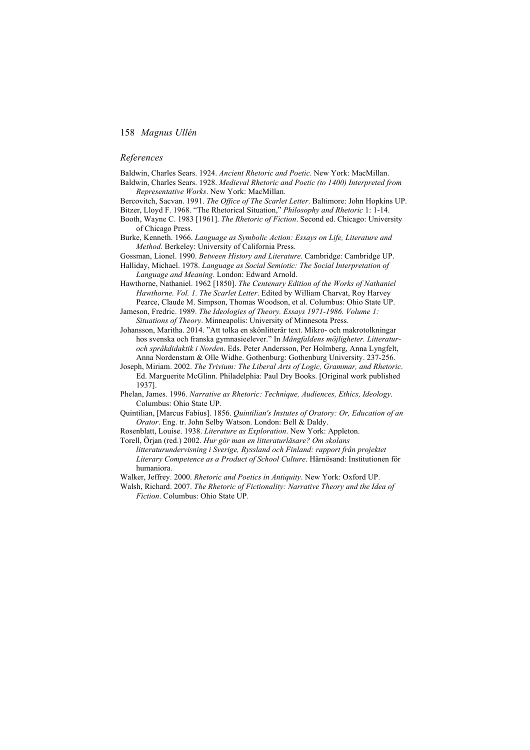## *References*

Baldwin, Charles Sears. 1924. *Ancient Rhetoric and Poetic*. New York: MacMillan.

Baldwin, Charles Sears. 1928. *Medieval Rhetoric and Poetic (to 1400) Interpreted from Representative Works*. New York: MacMillan.

Bercovitch, Sacvan. 1991. *The Office of The Scarlet Letter*. Baltimore: John Hopkins UP.

Bitzer, Lloyd F. 1968. "The Rhetorical Situation," *Philosophy and Rhetoric* 1: 1-14.

Booth, Wayne C. 1983 [1961]. *The Rhetoric of Fiction*. Second ed. Chicago: University of Chicago Press.

Burke, Kenneth. 1966. *Language as Symbolic Action: Essays on Life, Literature and Method*. Berkeley: University of California Press.

Gossman, Lionel. 1990. *Between History and Literature*. Cambridge: Cambridge UP.

Halliday, Michael. 1978. *Language as Social Semiotic: The Social Interpretation of Language and Meaning*. London: Edward Arnold.

Hawthorne, Nathaniel. 1962 [1850]. *The Centenary Edition of the Works of Nathaniel Hawthorne. Vol. 1. The Scarlet Letter*. Edited by William Charvat, Roy Harvey Pearce, Claude M. Simpson, Thomas Woodson, et al. Columbus: Ohio State UP.

Jameson, Fredric. 1989. *The Ideologies of Theory. Essays 1971-1986. Volume 1: Situations of Theory*. Minneapolis: University of Minnesota Press.

Johansson, Maritha. 2014. "Att tolka en skönlitterär text. Mikro- och makrotolkningar hos svenska och franska gymnasieelever." In *Mångfaldens möjligheter. Litteratur- och språkdidaktik i Norden*. Eds. Peter Andersson, Per Holmberg, Anna Lyngfelt, Anna Nordenstam & Olle Widhe. Gothenburg: Gothenburg University. 237-256.

Joseph, Miriam. 2002. *The Trivium: The Liberal Arts of Logic, Grammar, and Rhetoric*. Ed. Marguerite McGlinn. Philadelphia: Paul Dry Books. [Original work published 1937].

Phelan, James. 1996. *Narrative as Rhetoric: Technique, Audiences, Ethics, Ideology*. Columbus: Ohio State UP.

Quintilian, [Marcus Fabius]. 1856. *Quintilian's Instutes of Oratory: Or, Education of an Orator*. Eng. tr. John Selby Watson. London: Bell & Daldy.

Rosenblatt, Louise. 1938. *Literature as Exploration*. New York: Appleton.

Torell, Örjan (red.) 2002. *Hur gör man en litteraturläsare? Om skolans litteraturundervisning i Sverige, Ryssland och Finland: rapport från projektet Literary Competence as a Product of School Culture*. Härnösand: Institutionen för humaniora.

Walker, Jeffrey. 2000. *Rhetoric and Poetics in Antiquity*. New York: Oxford UP.

Walsh, Richard. 2007. *The Rhetoric of Fictionality: Narrative Theory and the Idea of Fiction*. Columbus: Ohio State UP.